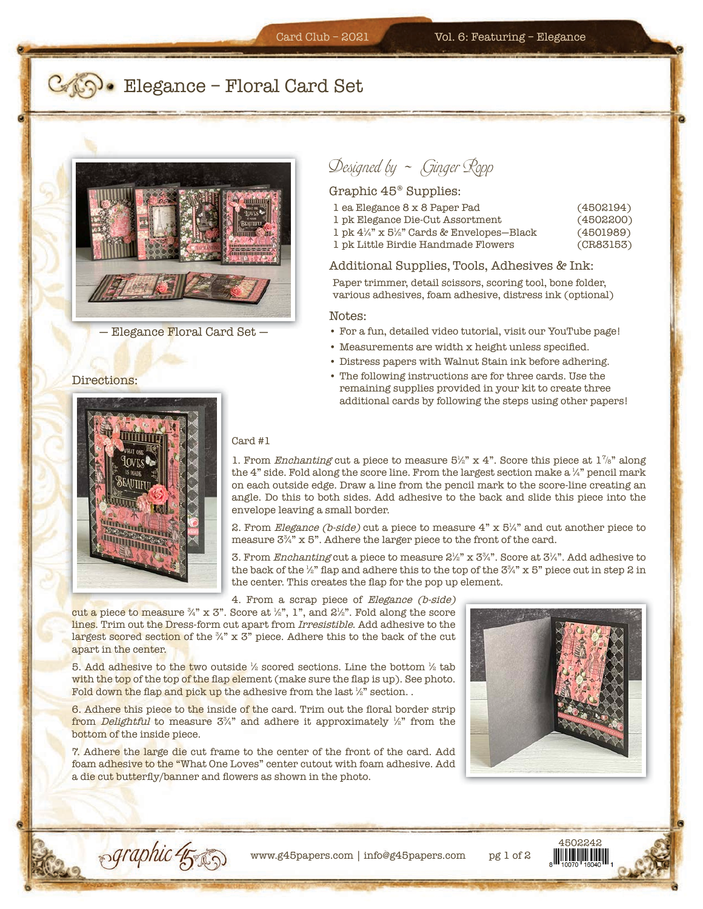# Elegance – Floral Card Set

— Elegance Floral Card Set —

*Designed by ~ Ginger Ropp*

## Graphic 45® Supplies:

| | |
|---|---|
| 1 ea Elegance 8 x 8 Paper Pad | (4502194) |
| 1 pk Elegance Die-Cut Assortment | (4502200) |
| 1 pk 4¼" x 5½" Cards & Envelopes—Black | (4501989) |
| 1 pk Little Birdie Handmade Flowers | (CR83153) |

## Additional Supplies, Tools, Adhesives & Ink:

Paper trimmer, detail scissors, scoring tool, bone folder, various adhesives, foam adhesive, distress ink (optional)

## Notes:

- For a fun, detailed video tutorial, visit our YouTube page!
- Measurements are width x height unless specified.
- Distress papers with Walnut Stain ink before adhering.
- The following instructions are for three cards. Use the remaining supplies provided in your kit to create three additional cards by following the steps using other papers!

## Directions:

### Card #1

1. From *Enchanting* cut a piece to measure 5½" x 4". Score this piece at 1⅞" along the 4" side. Fold along the score line. From the largest section make a ¼" pencil mark on each outside edge. Draw a line from the pencil mark to the score-line creating an angle. Do this to both sides. Add adhesive to the back and slide this piece into the envelope leaving a small border.

2. From *Elegance (b-side)* cut a piece to measure 4" x 5¼" and cut another piece to measure 3¾" x 5". Adhere the larger piece to the front of the card.

3. From *Enchanting* cut a piece to measure 2½" x 3¾". Score at 3¼". Add adhesive to the back of the ½" flap and adhere this to the top of the 3¾" x 5" piece cut in step 2 in the center. This creates the flap for the pop up element.

4. From a scrap piece of *Elegance (b-side)* cut a piece to measure ¾" x 3". Score at ½", 1", and 2½". Fold along the score lines. Trim out the Dress-form cut apart from *Irresistible*. Add adhesive to the largest scored section of the ¾" x 3" piece. Adhere this to the back of the cut apart in the center.

5. Add adhesive to the two outside ½ scored sections. Line the bottom ½ tab with the top of the top of the flap element (make sure the flap is up). See photo. Fold down the flap and pick up the adhesive from the last ½" section. .

6. Adhere this piece to the inside of the card. Trim out the floral border strip from *Delightful* to measure 3¾" and adhere it approximately ½" from the bottom of the inside piece.

7. Adhere the large die cut frame to the center of the front of the card. Add foam adhesive to the "What One Loves" center cutout with foam adhesive. Add a die cut butterfly/banner and flowers as shown in the photo.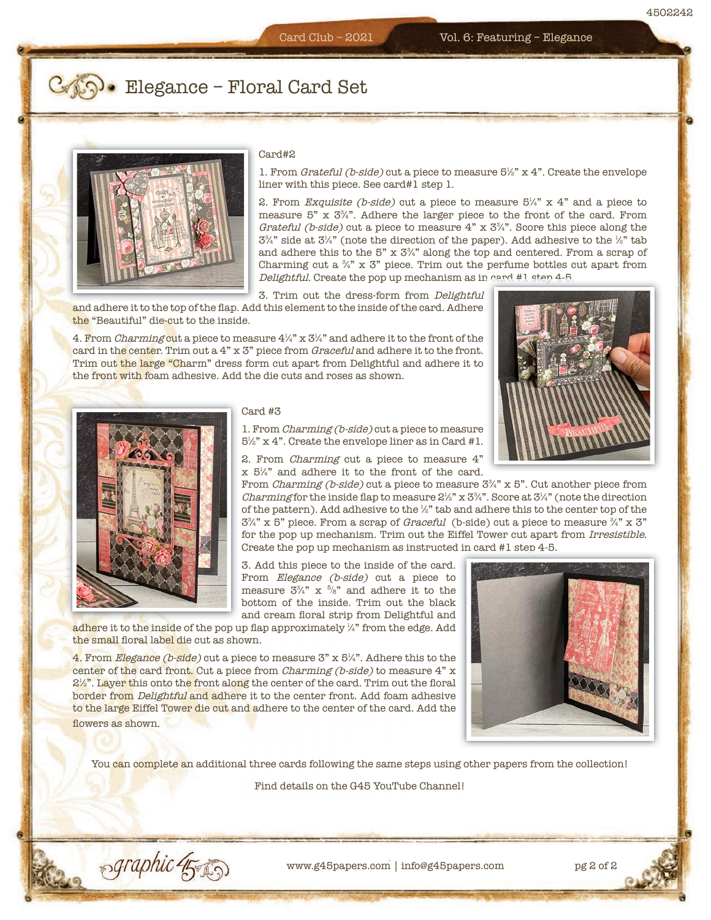# Elegance – Floral Card Set

Card#2

1. From *Grateful (b-side)* cut a piece to measure 5½" x 4". Create the envelope liner with this piece. See card#1 step 1.

2. From *Exquisite (b-side)* cut a piece to measure 5¼" x 4" and a piece to measure 5" x 3¾". Adhere the larger piece to the front of the card. From *Grateful (b-side)* cut a piece to measure 4" x 3¾". Score this piece along the 3¾" side at 3¼" (note the direction of the paper). Add adhesive to the ½" tab and adhere this to the 5" x 3¾" along the top and centered. From a scrap of Charming cut a ¾" x 3" piece. Trim out the perfume bottles cut apart from *Delightful*. Create the pop up mechanism as in card #1 step 4-5.

3. Trim out the dress-form from *Delightful* and adhere it to the top of the flap. Add this element to the inside of the card. Adhere the "Beautiful" die-cut to the inside.

4. From *Charming* cut a piece to measure 4¼" x 3¼" and adhere it to the front of the card in the center. Trim out a 4" x 3" piece from *Graceful* and adhere it to the front. Trim out the large "Charm" dress form cut apart from Delightful and adhere it to the front with foam adhesive. Add the die cuts and roses as shown.

Card #3

1. From *Charming (b-side)* cut a piece to measure 5½" x 4". Create the envelope liner as in Card #1.

2. From *Charming* cut a piece to measure 4" x 5¼" and adhere it to the front of the card. From *Charming (b-side)* cut a piece to measure 3¾" x 5". Cut another piece from *Charming* for the inside flap to measure 2½" x 3¾". Score at 3¼" (note the direction of the pattern). Add adhesive to the ½" tab and adhere this to the center top of the 3¾" x 5" piece. From a scrap of *Graceful* (b-side) cut a piece to measure ¾" x 3" for the pop up mechanism. Trim out the Eiffel Tower cut apart from *Irresistible*. Create the pop up mechanism as instructed in card #1 step 4-5.

3. Add this piece to the inside of the card. From *Elegance (b-side)* cut a piece to measure 3¾" x ⅝" and adhere it to the bottom of the inside. Trim out the black and cream floral strip from Delightful and adhere it to the inside of the pop up flap approximately ¼" from the edge. Add the small floral label die cut as shown.

4. From *Elegance (b-side)* cut a piece to measure 3" x 5¼". Adhere this to the center of the card front. Cut a piece from *Charming (b-side)* to measure 4" x 2½". Layer this onto the front along the center of the card. Trim out the floral border from *Delightful* and adhere it to the center front. Add foam adhesive to the large Eiffel Tower die cut and adhere to the center of the card. Add the flowers as shown.

You can complete an additional three cards following the same steps using other papers from the collection!

Find details on the G45 YouTube Channel!